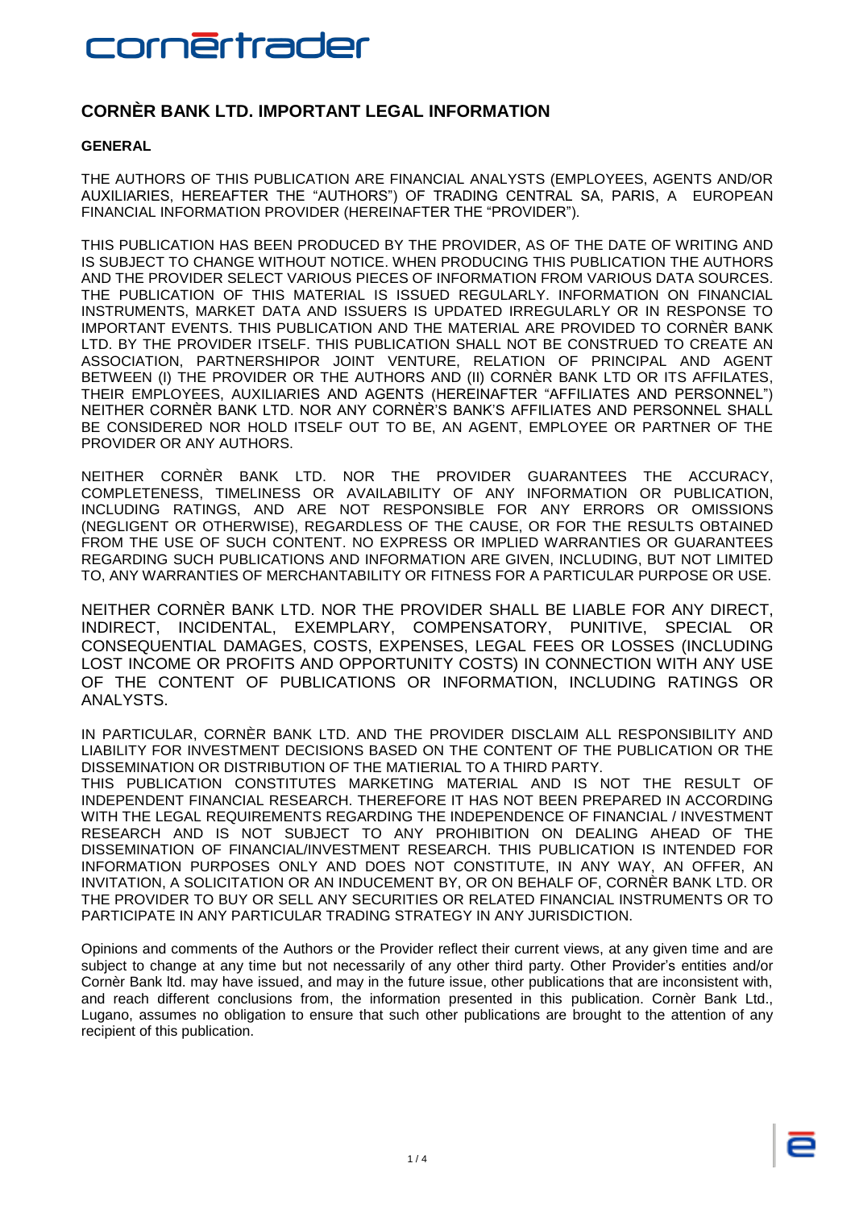# CORNÈR BANK LTD. IMPORTANT LEGAL INFORMATION

**GENERAL**

THE AUTHORS OF THIS PUBLICATION ARE FINANCIAL ANALYSTS (EMPLOYEES, AGENTS AND/OR AUXILIARIES, HEREAFTER THE "AUTHORS") OF TRADING CENTRAL SA, PARIS, A EUROPEAN FINANCIAL INFORMATION PROVIDER (HEREINAFTER THE "PROVIDER").

THIS PUBLICATION HAS BEEN PRODUCED BY THE PROVIDER, AS OF THE DATE OF WRITING AND IS SUBJECT TO CHANGE WITHOUT NOTICE. WHEN PRODUCING THIS PUBLICATION THE AUTHORS AND THE PROVIDER SELECT VARIOUS PIECES OF INFORMATION FROM VARIOUS DATA SOURCES. THE PUBLICATION OF THIS MATERIAL IS ISSUED REGULARLY. INFORMATION ON FINANCIAL INSTRUMENTS, MARKET DATA AND ISSUERS IS UPDATED IRREGULARLY OR IN RESPONSE TO IMPORTANT EVENTS. THIS PUBLICATION AND THE MATERIAL ARE PROVIDED TO CORNÈR BANK LTD. BY THE PROVIDER ITSELF. THIS PUBLICATION SHALL NOT BE CONSTRUED TO CREATE AN ASSOCIATION, PARTNERSHIPOR JOINT VENTURE, RELATION OF PRINCIPAL AND AGENT BETWEEN (I) THE PROVIDER OR THE AUTHORS AND (II) CORNÈR BANK LTD OR ITS AFFILATES, THEIR EMPLOYEES, AUXILIARIES AND AGENTS (HEREINAFTER "AFFILIATES AND PERSONNEL") NEITHER CORNÈR BANK LTD. NOR ANY CORNÈR'S BANK'S AFFILIATES AND PERSONNEL SHALL BE CONSIDERED NOR HOLD ITSELF OUT TO BE, AN AGENT, EMPLOYEE OR PARTNER OF THE PROVIDER OR ANY AUTHORS.

NEITHER CORNÈR BANK LTD. NOR THE PROVIDER GUARANTEES THE ACCURACY, COMPLETENESS, TIMELINESS OR AVAILABILITY OF ANY INFORMATION OR PUBLICATION, INCLUDING RATINGS, AND ARE NOT RESPONSIBLE FOR ANY ERRORS OR OMISSIONS (NEGLIGENT OR OTHERWISE), REGARDLESS OF THE CAUSE, OR FOR THE RESULTS OBTAINED FROM THE USE OF SUCH CONTENT. NO EXPRESS OR IMPLIED WARRANTIES OR GUARANTEES REGARDING SUCH PUBLICATIONS AND INFORMATION ARE GIVEN, INCLUDING, BUT NOT LIMITED TO, ANY WARRANTIES OF MERCHANTABILITY OR FITNESS FOR A PARTICULAR PURPOSE OR USE.

NEITHER CORNÈR BANK LTD. NOR THE PROVIDER SHALL BE LIABLE FOR ANY DIRECT, INDIRECT, INCIDENTAL, EXEMPLARY, COMPENSATORY, PUNITIVE, SPECIAL OR CONSEQUENTIAL DAMAGES, COSTS, EXPENSES, LEGAL FEES OR LOSSES (INCLUDING LOST INCOME OR PROFITS AND OPPORTUNITY COSTS) IN CONNECTION WITH ANY USE OF THE CONTENT OF PUBLICATIONS OR INFORMATION, INCLUDING RATINGS OR ANALYSTS.

IN PARTICULAR, CORNÈR BANK LTD. AND THE PROVIDER DISCLAIM ALL RESPONSIBILITY AND LIABILITY FOR INVESTMENT DECISIONS BASED ON THE CONTENT OF THE PUBLICATION OR THE DISSEMINATION OR DISTRIBUTION OF THE MATIERIAL TO A THIRD PARTY.
THIS PUBLICATION CONSTITUTES MARKETING MATERIAL AND IS NOT THE RESULT OF INDEPENDENT FINANCIAL RESEARCH. THEREFORE IT HAS NOT BEEN PREPARED IN ACCORDING WITH THE LEGAL REQUIREMENTS REGARDING THE INDEPENDENCE OF FINANCIAL / INVESTMENT RESEARCH AND IS NOT SUBJECT TO ANY PROHIBITION ON DEALING AHEAD OF THE DISSEMINATION OF FINANCIAL/INVESTMENT RESEARCH. THIS PUBLICATION IS INTENDED FOR INFORMATION PURPOSES ONLY AND DOES NOT CONSTITUTE, IN ANY WAY, AN OFFER, AN INVITATION, A SOLICITATION OR AN INDUCEMENT BY, OR ON BEHALF OF, CORNÈR BANK LTD. OR THE PROVIDER TO BUY OR SELL ANY SECURITIES OR RELATED FINANCIAL INSTRUMENTS OR TO PARTICIPATE IN ANY PARTICULAR TRADING STRATEGY IN ANY JURISDICTION.

Opinions and comments of the Authors or the Provider reflect their current views, at any given time and are subject to change at any time but not necessarily of any other third party. Other Provider's entities and/or Cornèr Bank ltd. may have issued, and may in the future issue, other publications that are inconsistent with, and reach different conclusions from, the information presented in this publication. Cornèr Bank Ltd., Lugano, assumes no obligation to ensure that such other publications are brought to the attention of any recipient of this publication.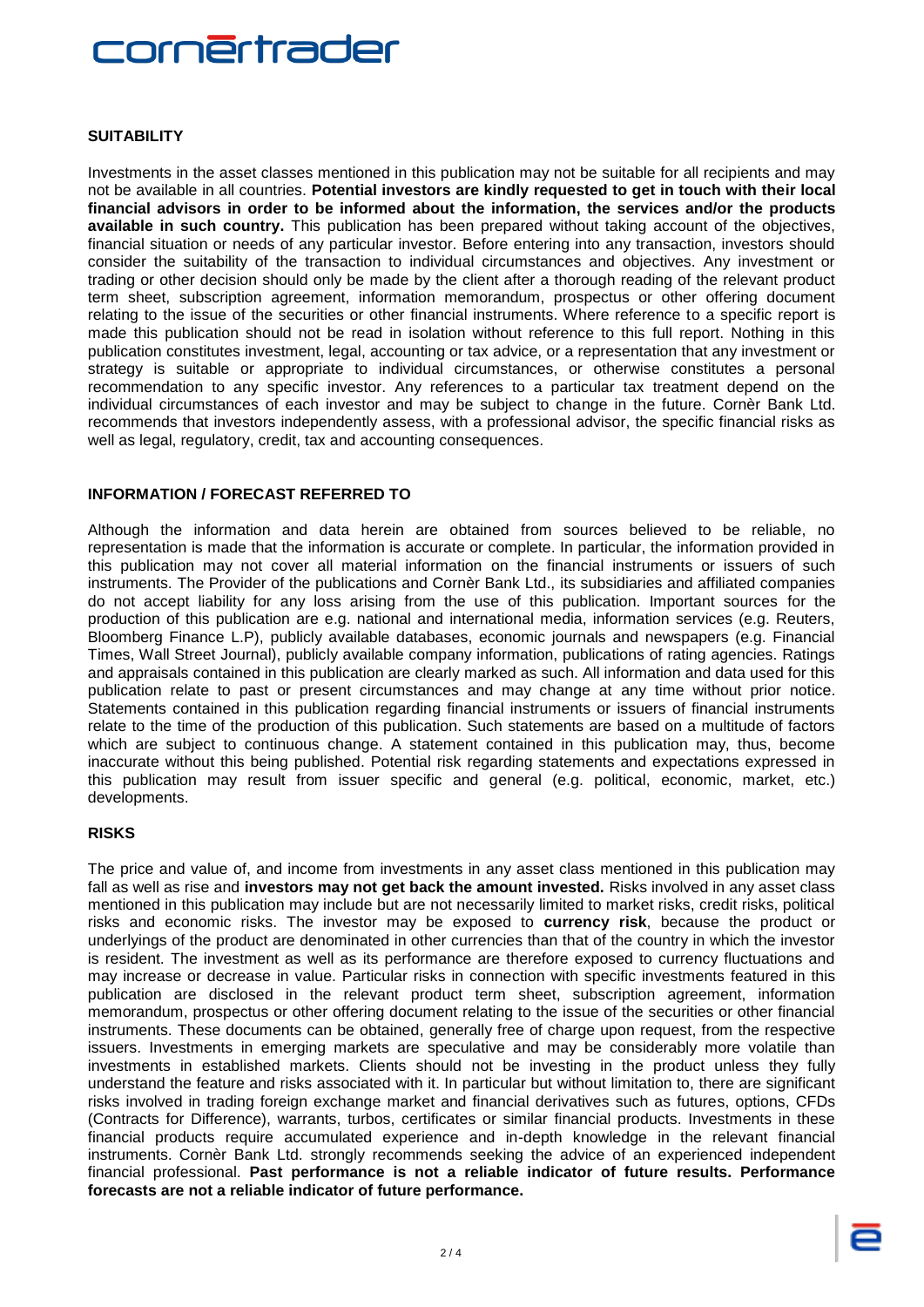## SUITABILITY

Investments in the asset classes mentioned in this publication may not be suitable for all recipients and may not be available in all countries. **Potential investors are kindly requested to get in touch with their local financial advisors in order to be informed about the information, the services and/or the products available in such country.** This publication has been prepared without taking account of the objectives, financial situation or needs of any particular investor. Before entering into any transaction, investors should consider the suitability of the transaction to individual circumstances and objectives. Any investment or trading or other decision should only be made by the client after a thorough reading of the relevant product term sheet, subscription agreement, information memorandum, prospectus or other offering document relating to the issue of the securities or other financial instruments. Where reference to a specific report is made this publication should not be read in isolation without reference to this full report. Nothing in this publication constitutes investment, legal, accounting or tax advice, or a representation that any investment or strategy is suitable or appropriate to individual circumstances, or otherwise constitutes a personal recommendation to any specific investor. Any references to a particular tax treatment depend on the individual circumstances of each investor and may be subject to change in the future. Cornèr Bank Ltd. recommends that investors independently assess, with a professional advisor, the specific financial risks as well as legal, regulatory, credit, tax and accounting consequences.

## INFORMATION / FORECAST REFERRED TO

Although the information and data herein are obtained from sources believed to be reliable, no representation is made that the information is accurate or complete. In particular, the information provided in this publication may not cover all material information on the financial instruments or issuers of such instruments. The Provider of the publications and Cornèr Bank Ltd., its subsidiaries and affiliated companies do not accept liability for any loss arising from the use of this publication. Important sources for the production of this publication are e.g. national and international media, information services (e.g. Reuters, Bloomberg Finance L.P), publicly available databases, economic journals and newspapers (e.g. Financial Times, Wall Street Journal), publicly available company information, publications of rating agencies. Ratings and appraisals contained in this publication are clearly marked as such. All information and data used for this publication relate to past or present circumstances and may change at any time without prior notice. Statements contained in this publication regarding financial instruments or issuers of financial instruments relate to the time of the production of this publication. Such statements are based on a multitude of factors which are subject to continuous change. A statement contained in this publication may, thus, become inaccurate without this being published. Potential risk regarding statements and expectations expressed in this publication may result from issuer specific and general (e.g. political, economic, market, etc.) developments.

## RISKS

The price and value of, and income from investments in any asset class mentioned in this publication may fall as well as rise and **investors may not get back the amount invested.** Risks involved in any asset class mentioned in this publication may include but are not necessarily limited to market risks, credit risks, political risks and economic risks. The investor may be exposed to **currency risk**, because the product or underlyings of the product are denominated in other currencies than that of the country in which the investor is resident. The investment as well as its performance are therefore exposed to currency fluctuations and may increase or decrease in value. Particular risks in connection with specific investments featured in this publication are disclosed in the relevant product term sheet, subscription agreement, information memorandum, prospectus or other offering document relating to the issue of the securities or other financial instruments. These documents can be obtained, generally free of charge upon request, from the respective issuers. Investments in emerging markets are speculative and may be considerably more volatile than investments in established markets. Clients should not be investing in the product unless they fully understand the feature and risks associated with it. In particular but without limitation to, there are significant risks involved in trading foreign exchange market and financial derivatives such as futures, options, CFDs (Contracts for Difference), warrants, turbos, certificates or similar financial products. Investments in these financial products require accumulated experience and in-depth knowledge in the relevant financial instruments. Cornèr Bank Ltd. strongly recommends seeking the advice of an experienced independent financial professional. **Past performance is not a reliable indicator of future results. Performance forecasts are not a reliable indicator of future performance.**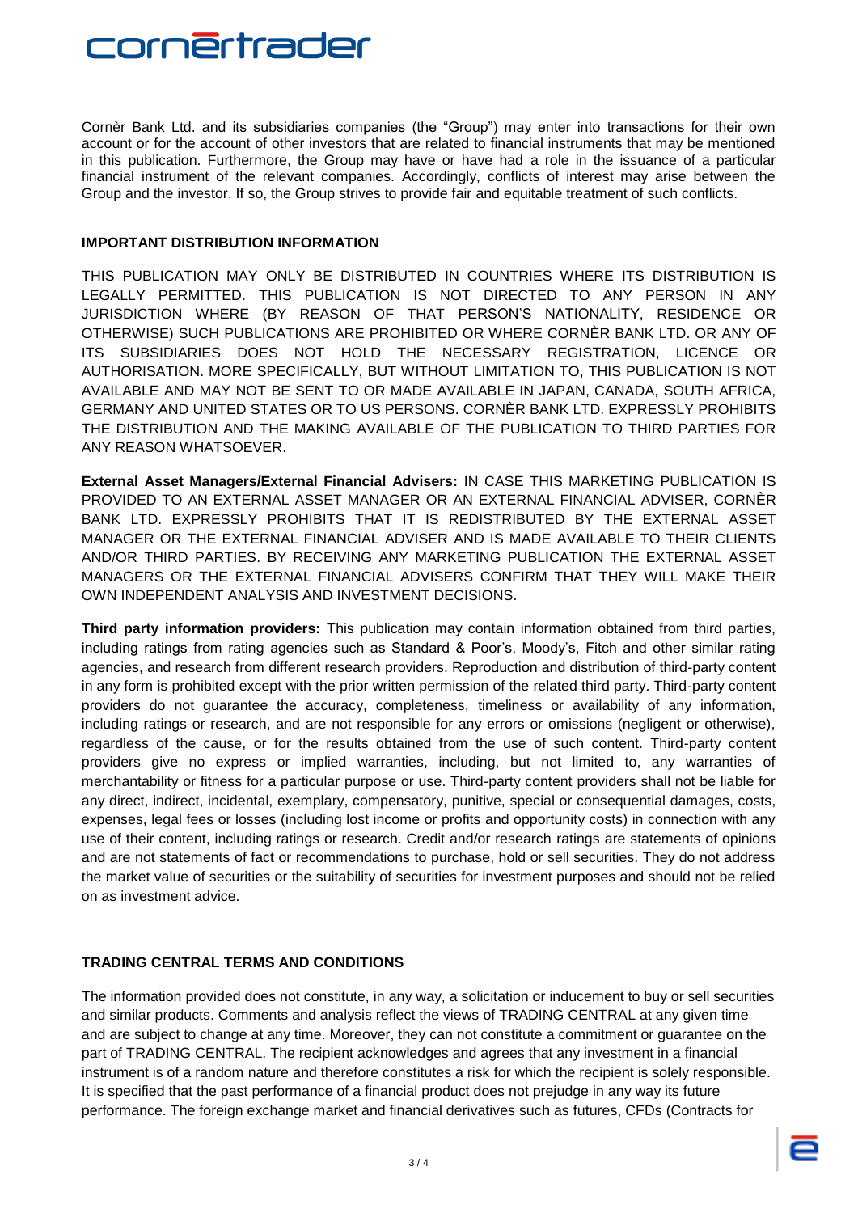Cornèr Bank Ltd. and its subsidiaries companies (the "Group") may enter into transactions for their own account or for the account of other investors that are related to financial instruments that may be mentioned in this publication. Furthermore, the Group may have or have had a role in the issuance of a particular financial instrument of the relevant companies. Accordingly, conflicts of interest may arise between the Group and the investor. If so, the Group strives to provide fair and equitable treatment of such conflicts.

**IMPORTANT DISTRIBUTION INFORMATION**

THIS PUBLICATION MAY ONLY BE DISTRIBUTED IN COUNTRIES WHERE ITS DISTRIBUTION IS LEGALLY PERMITTED. THIS PUBLICATION IS NOT DIRECTED TO ANY PERSON IN ANY JURISDICTION WHERE (BY REASON OF THAT PERSON'S NATIONALITY, RESIDENCE OR OTHERWISE) SUCH PUBLICATIONS ARE PROHIBITED OR WHERE CORNÈR BANK LTD. OR ANY OF ITS SUBSIDIARIES DOES NOT HOLD THE NECESSARY REGISTRATION, LICENCE OR AUTHORISATION. MORE SPECIFICALLY, BUT WITHOUT LIMITATION TO, THIS PUBLICATION IS NOT AVAILABLE AND MAY NOT BE SENT TO OR MADE AVAILABLE IN JAPAN, CANADA, SOUTH AFRICA, GERMANY AND UNITED STATES OR TO US PERSONS. CORNÈR BANK LTD. EXPRESSLY PROHIBITS THE DISTRIBUTION AND THE MAKING AVAILABLE OF THE PUBLICATION TO THIRD PARTIES FOR ANY REASON WHATSOEVER.

**External Asset Managers/External Financial Advisers:** IN CASE THIS MARKETING PUBLICATION IS PROVIDED TO AN EXTERNAL ASSET MANAGER OR AN EXTERNAL FINANCIAL ADVISER, CORNÈR BANK LTD. EXPRESSLY PROHIBITS THAT IT IS REDISTRIBUTED BY THE EXTERNAL ASSET MANAGER OR THE EXTERNAL FINANCIAL ADVISER AND IS MADE AVAILABLE TO THEIR CLIENTS AND/OR THIRD PARTIES. BY RECEIVING ANY MARKETING PUBLICATION THE EXTERNAL ASSET MANAGERS OR THE EXTERNAL FINANCIAL ADVISERS CONFIRM THAT THEY WILL MAKE THEIR OWN INDEPENDENT ANALYSIS AND INVESTMENT DECISIONS.

**Third party information providers:** This publication may contain information obtained from third parties, including ratings from rating agencies such as Standard & Poor's, Moody's, Fitch and other similar rating agencies, and research from different research providers. Reproduction and distribution of third-party content in any form is prohibited except with the prior written permission of the related third party. Third-party content providers do not guarantee the accuracy, completeness, timeliness or availability of any information, including ratings or research, and are not responsible for any errors or omissions (negligent or otherwise), regardless of the cause, or for the results obtained from the use of such content. Third-party content providers give no express or implied warranties, including, but not limited to, any warranties of merchantability or fitness for a particular purpose or use. Third-party content providers shall not be liable for any direct, indirect, incidental, exemplary, compensatory, punitive, special or consequential damages, costs, expenses, legal fees or losses (including lost income or profits and opportunity costs) in connection with any use of their content, including ratings or research. Credit and/or research ratings are statements of opinions and are not statements of fact or recommendations to purchase, hold or sell securities. They do not address the market value of securities or the suitability of securities for investment purposes and should not be relied on as investment advice.

**TRADING CENTRAL TERMS AND CONDITIONS**

The information provided does not constitute, in any way, a solicitation or inducement to buy or sell securities and similar products. Comments and analysis reflect the views of TRADING CENTRAL at any given time and are subject to change at any time. Moreover, they can not constitute a commitment or guarantee on the part of TRADING CENTRAL. The recipient acknowledges and agrees that any investment in a financial instrument is of a random nature and therefore constitutes a risk for which the recipient is solely responsible. It is specified that the past performance of a financial product does not prejudge in any way its future performance. The foreign exchange market and financial derivatives such as futures, CFDs (Contracts for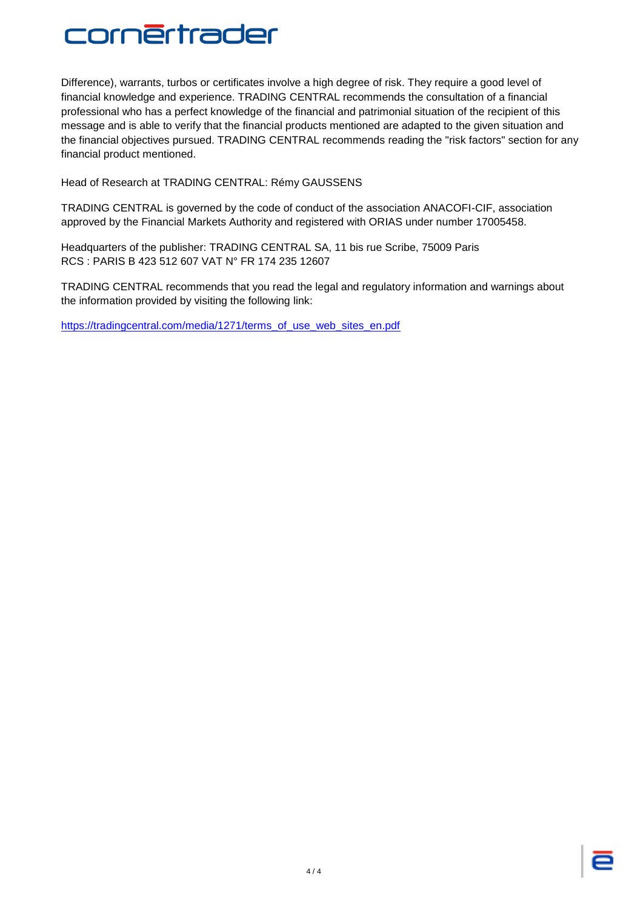Difference), warrants, turbos or certificates involve a high degree of risk. They require a good level of financial knowledge and experience. TRADING CENTRAL recommends the consultation of a financial professional who has a perfect knowledge of the financial and patrimonial situation of the recipient of this message and is able to verify that the financial products mentioned are adapted to the given situation and the financial objectives pursued. TRADING CENTRAL recommends reading the "risk factors" section for any financial product mentioned.

Head of Research at TRADING CENTRAL: Rémy GAUSSENS

TRADING CENTRAL is governed by the code of conduct of the association ANACOFI-CIF, association approved by the Financial Markets Authority and registered with ORIAS under number 17005458.

Headquarters of the publisher: TRADING CENTRAL SA, 11 bis rue Scribe, 75009 Paris
RCS : PARIS B 423 512 607 VAT N° FR 174 235 12607

TRADING CENTRAL recommends that you read the legal and regulatory information and warnings about the information provided by visiting the following link:

https://tradingcentral.com/media/1271/terms_of_use_web_sites_en.pdf